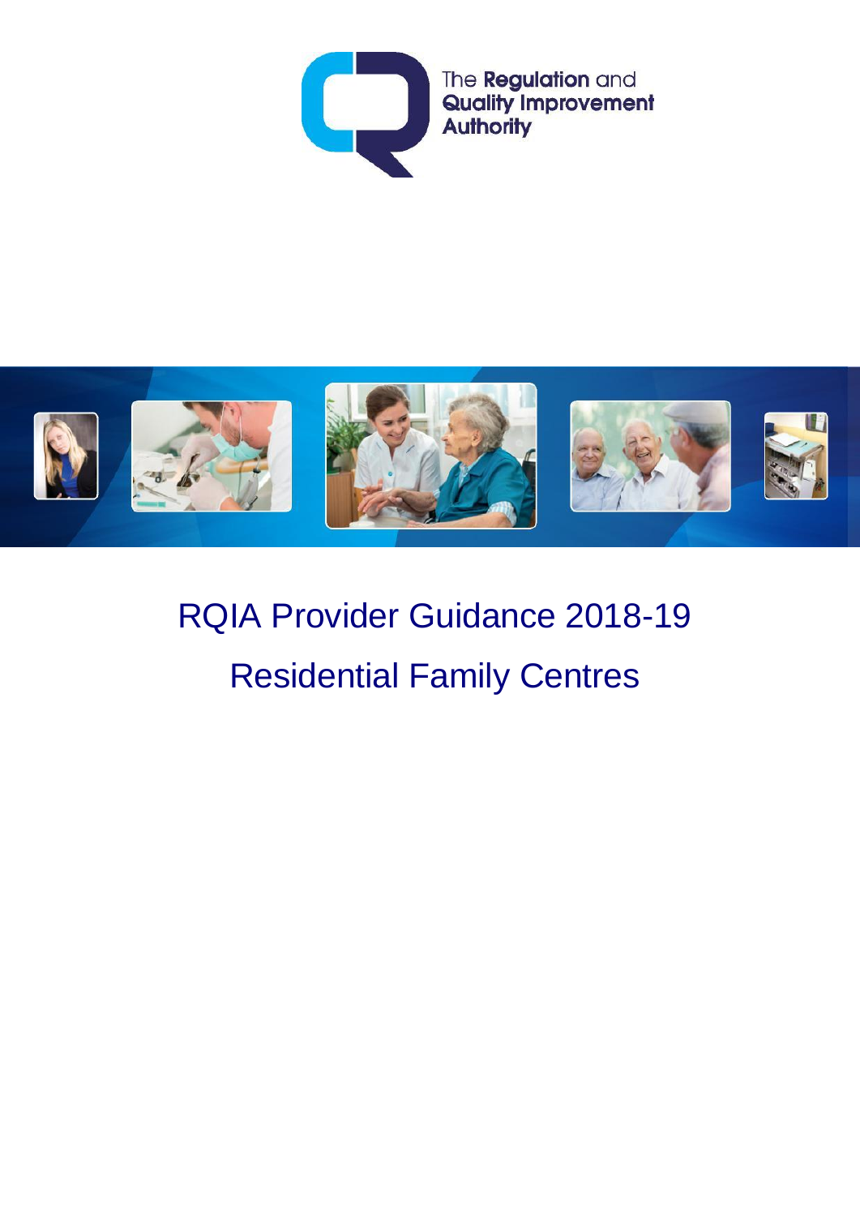The **Regulation** and **Quality Improvement Authority**

# RQIA Provider Guidance 2018-19

# Residential Family Centres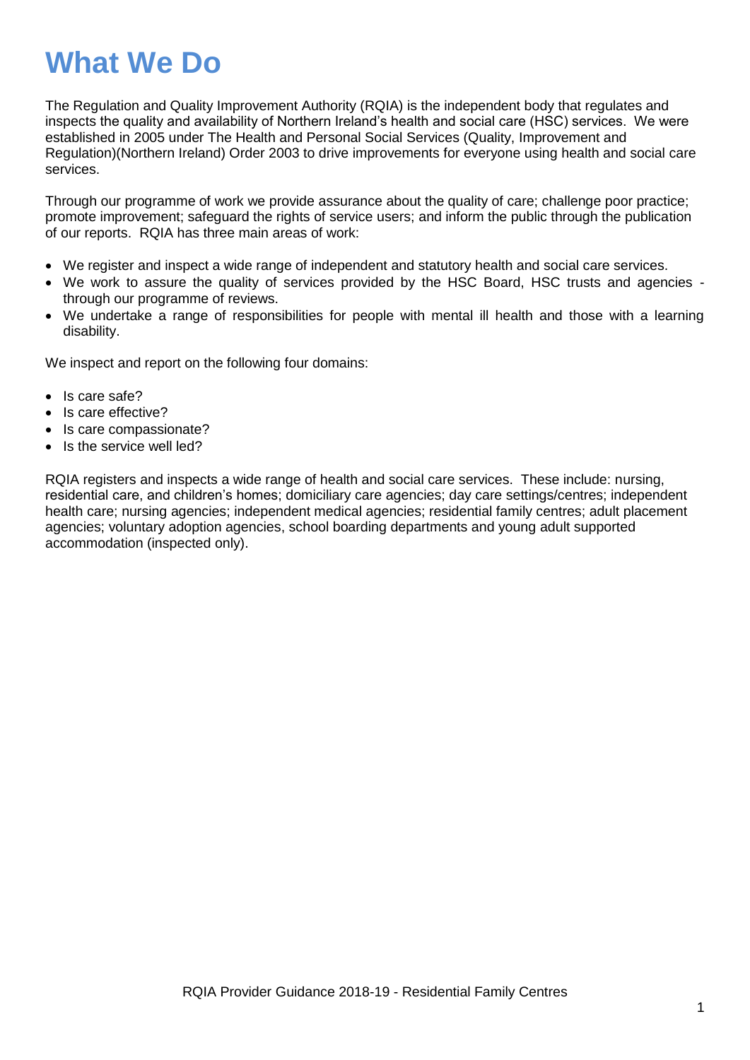# What We Do

The Regulation and Quality Improvement Authority (RQIA) is the independent body that regulates and inspects the quality and availability of Northern Ireland's health and social care (HSC) services. We were established in 2005 under The Health and Personal Social Services (Quality, Improvement and Regulation)(Northern Ireland) Order 2003 to drive improvements for everyone using health and social care services.

Through our programme of work we provide assurance about the quality of care; challenge poor practice; promote improvement; safeguard the rights of service users; and inform the public through the publication of our reports. RQIA has three main areas of work:

- We register and inspect a wide range of independent and statutory health and social care services.
- We work to assure the quality of services provided by the HSC Board, HSC trusts and agencies - through our programme of reviews.
- We undertake a range of responsibilities for people with mental ill health and those with a learning disability.

We inspect and report on the following four domains:

- Is care safe?
- Is care effective?
- Is care compassionate?
- Is the service well led?

RQIA registers and inspects a wide range of health and social care services. These include: nursing, residential care, and children's homes; domiciliary care agencies; day care settings/centres; independent health care; nursing agencies; independent medical agencies; residential family centres; adult placement agencies; voluntary adoption agencies, school boarding departments and young adult supported accommodation (inspected only).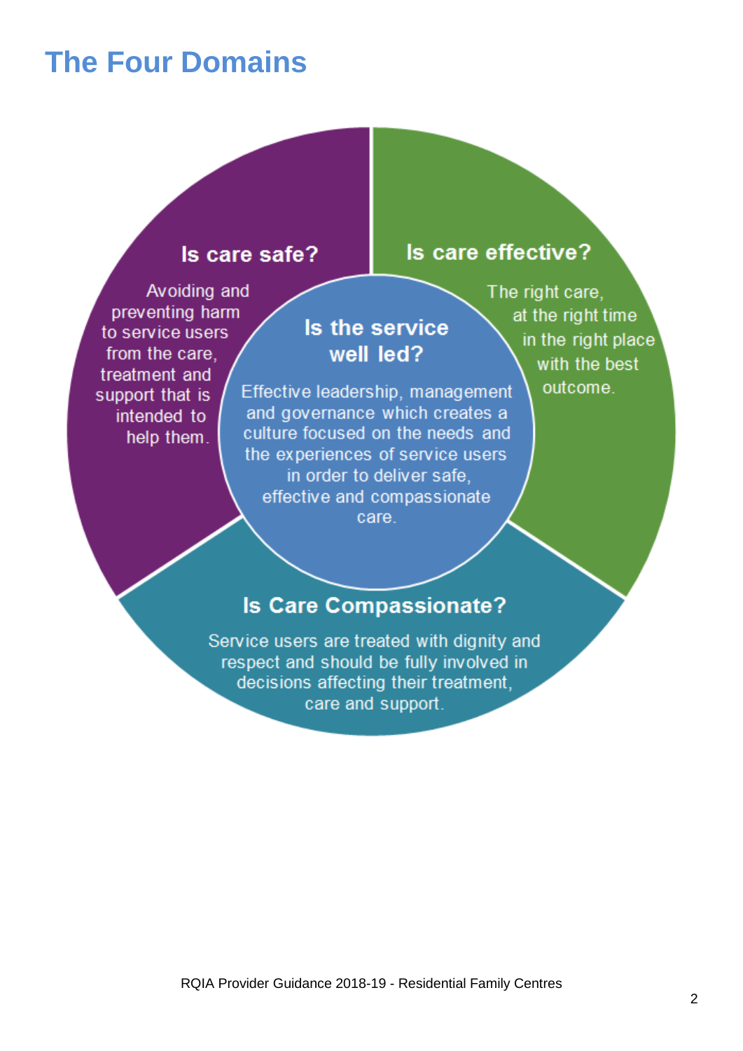# The Four Domains

### Is care safe?

Avoiding and preventing harm to service users from the care, treatment and support that is intended to help them.

### Is care effective?

The right care, at the right time in the right place with the best outcome.

### Is the service well led?

Effective leadership, management and governance which creates a culture focused on the needs and the experiences of service users in order to deliver safe, effective and compassionate care.

### Is Care Compassionate?

Service users are treated with dignity and respect and should be fully involved in decisions affecting their treatment, care and support.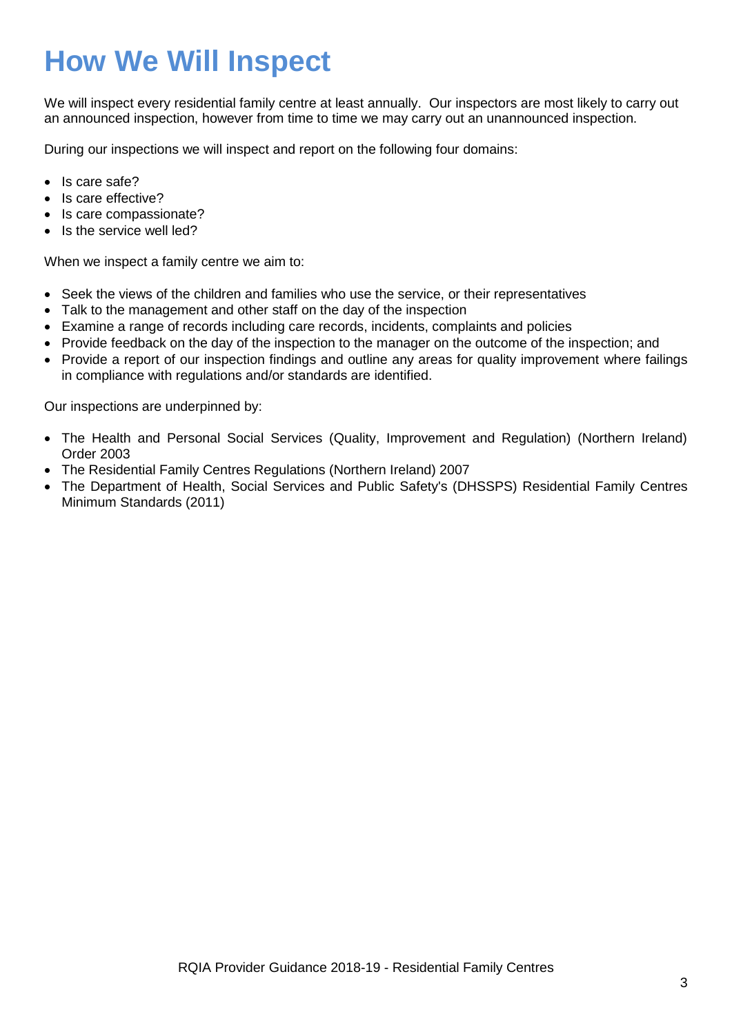# How We Will Inspect

We will inspect every residential family centre at least annually. Our inspectors are most likely to carry out an announced inspection, however from time to time we may carry out an unannounced inspection.

During our inspections we will inspect and report on the following four domains:

- Is care safe?
- Is care effective?
- Is care compassionate?
- Is the service well led?

When we inspect a family centre we aim to:

- Seek the views of the children and families who use the service, or their representatives
- Talk to the management and other staff on the day of the inspection
- Examine a range of records including care records, incidents, complaints and policies
- Provide feedback on the day of the inspection to the manager on the outcome of the inspection; and
- Provide a report of our inspection findings and outline any areas for quality improvement where failings in compliance with regulations and/or standards are identified.

Our inspections are underpinned by:

- The Health and Personal Social Services (Quality, Improvement and Regulation) (Northern Ireland) Order 2003
- The Residential Family Centres Regulations (Northern Ireland) 2007
- The Department of Health, Social Services and Public Safety's (DHSSPS) Residential Family Centres Minimum Standards (2011)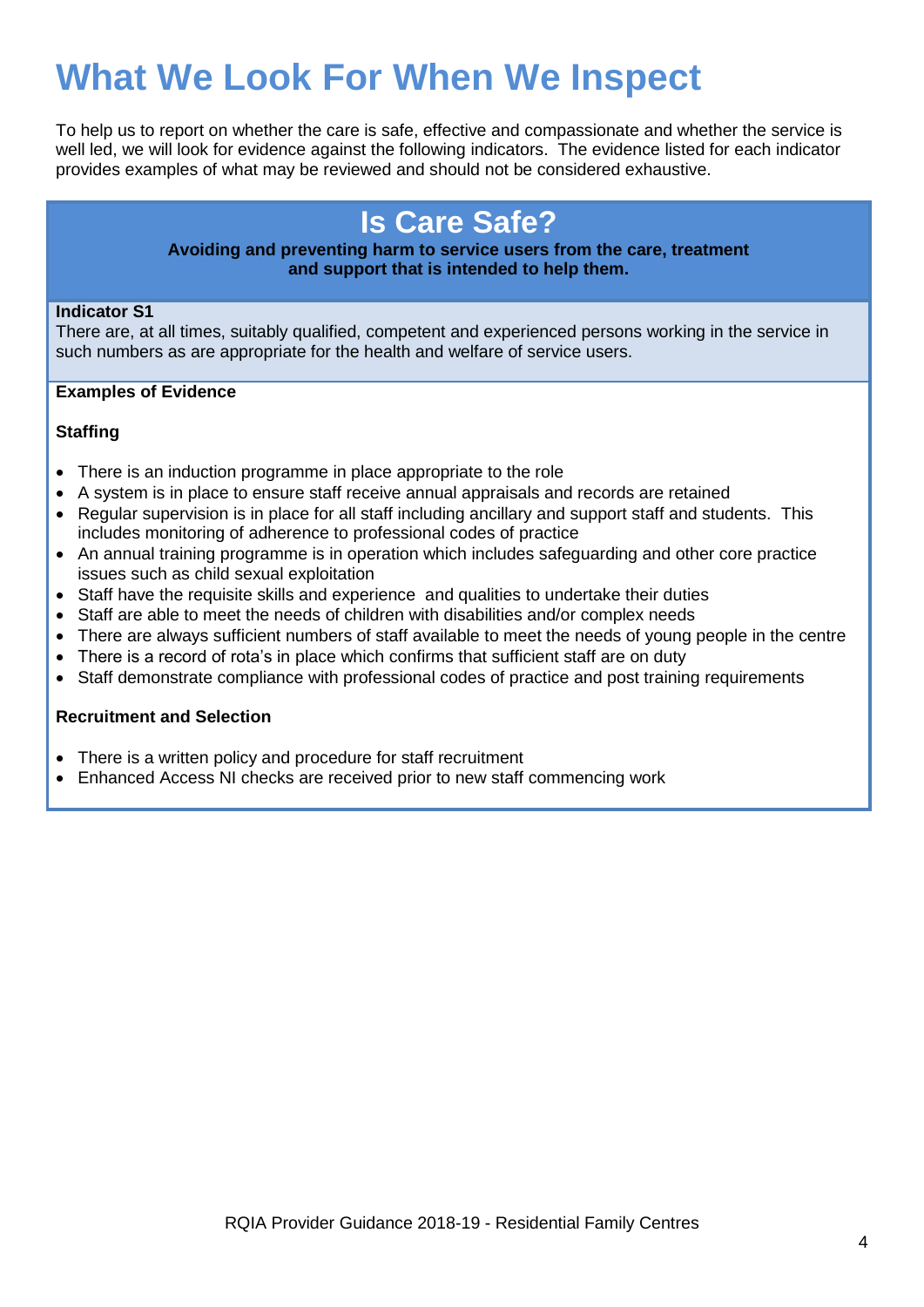# What We Look For When We Inspect

To help us to report on whether the care is safe, effective and compassionate and whether the service is well led, we will look for evidence against the following indicators. The evidence listed for each indicator provides examples of what may be reviewed and should not be considered exhaustive.

## Is Care Safe?

**Avoiding and preventing harm to service users from the care, treatment and support that is intended to help them.**

**Indicator S1**

There are, at all times, suitably qualified, competent and experienced persons working in the service in such numbers as are appropriate for the health and welfare of service users.

**Examples of Evidence**

**Staffing**

- There is an induction programme in place appropriate to the role
- A system is in place to ensure staff receive annual appraisals and records are retained
- Regular supervision is in place for all staff including ancillary and support staff and students. This includes monitoring of adherence to professional codes of practice
- An annual training programme is in operation which includes safeguarding and other core practice issues such as child sexual exploitation
- Staff have the requisite skills and experience and qualities to undertake their duties
- Staff are able to meet the needs of children with disabilities and/or complex needs
- There are always sufficient numbers of staff available to meet the needs of young people in the centre
- There is a record of rota's in place which confirms that sufficient staff are on duty
- Staff demonstrate compliance with professional codes of practice and post training requirements

**Recruitment and Selection**

- There is a written policy and procedure for staff recruitment
- Enhanced Access NI checks are received prior to new staff commencing work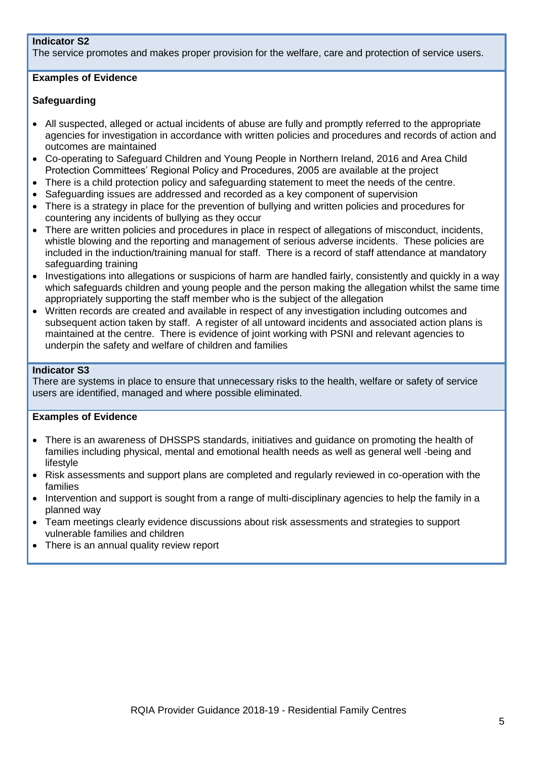**Indicator S2**

The service promotes and makes proper provision for the welfare, care and protection of service users.

**Examples of Evidence**

**Safeguarding**

- All suspected, alleged or actual incidents of abuse are fully and promptly referred to the appropriate agencies for investigation in accordance with written policies and procedures and records of action and outcomes are maintained
- Co-operating to Safeguard Children and Young People in Northern Ireland, 2016 and Area Child Protection Committees' Regional Policy and Procedures, 2005 are available at the project
- There is a child protection policy and safeguarding statement to meet the needs of the centre.
- Safeguarding issues are addressed and recorded as a key component of supervision
- There is a strategy in place for the prevention of bullying and written policies and procedures for countering any incidents of bullying as they occur
- There are written policies and procedures in place in respect of allegations of misconduct, incidents, whistle blowing and the reporting and management of serious adverse incidents. These policies are included in the induction/training manual for staff. There is a record of staff attendance at mandatory safeguarding training
- Investigations into allegations or suspicions of harm are handled fairly, consistently and quickly in a way which safeguards children and young people and the person making the allegation whilst the same time appropriately supporting the staff member who is the subject of the allegation
- Written records are created and available in respect of any investigation including outcomes and subsequent action taken by staff. A register of all untoward incidents and associated action plans is maintained at the centre. There is evidence of joint working with PSNI and relevant agencies to underpin the safety and welfare of children and families

**Indicator S3**

There are systems in place to ensure that unnecessary risks to the health, welfare or safety of service users are identified, managed and where possible eliminated.

**Examples of Evidence**

- There is an awareness of DHSSPS standards, initiatives and guidance on promoting the health of families including physical, mental and emotional health needs as well as general well -being and lifestyle
- Risk assessments and support plans are completed and regularly reviewed in co-operation with the families
- Intervention and support is sought from a range of multi-disciplinary agencies to help the family in a planned way
- Team meetings clearly evidence discussions about risk assessments and strategies to support vulnerable families and children
- There is an annual quality review report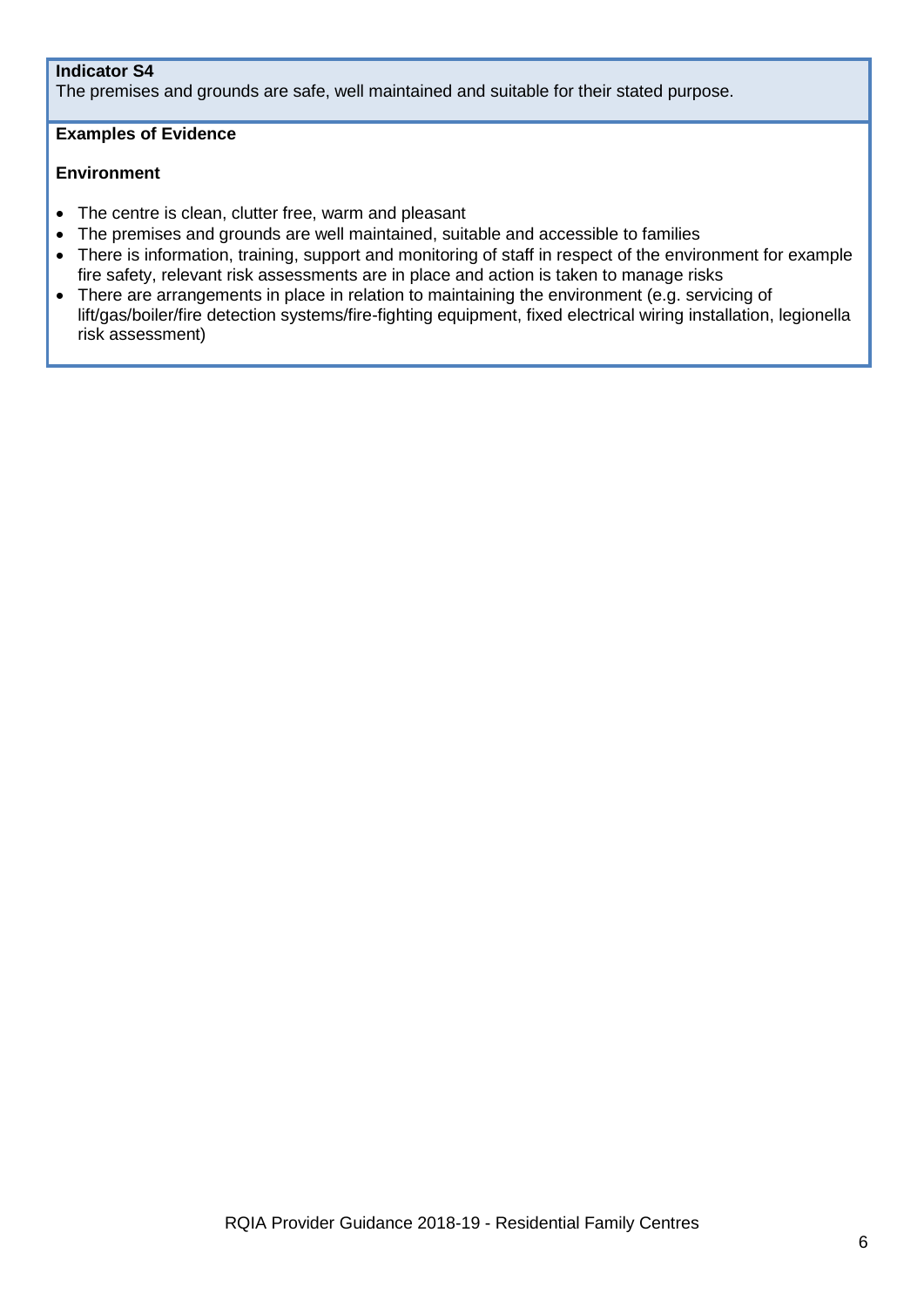**Indicator S4**

The premises and grounds are safe, well maintained and suitable for their stated purpose.

**Examples of Evidence**

**Environment**

- The centre is clean, clutter free, warm and pleasant
- The premises and grounds are well maintained, suitable and accessible to families
- There is information, training, support and monitoring of staff in respect of the environment for example fire safety, relevant risk assessments are in place and action is taken to manage risks
- There are arrangements in place in relation to maintaining the environment (e.g. servicing of lift/gas/boiler/fire detection systems/fire-fighting equipment, fixed electrical wiring installation, legionella risk assessment)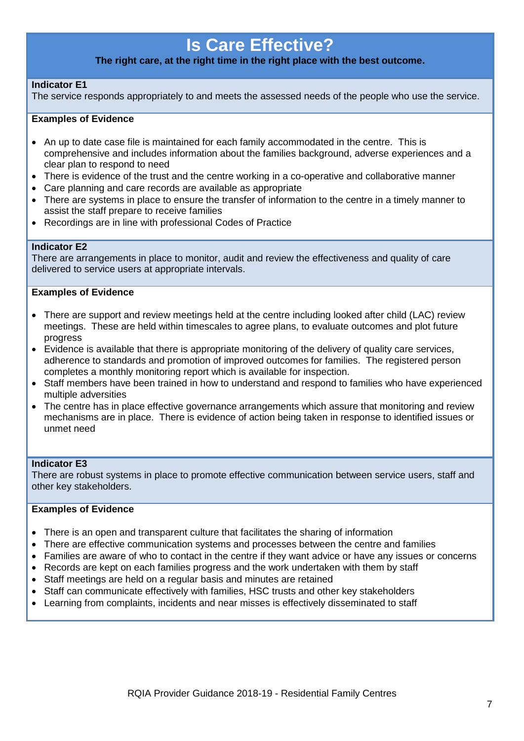# Is Care Effective?

**The right care, at the right time in the right place with the best outcome.**

**Indicator E1**
The service responds appropriately to and meets the assessed needs of the people who use the service.

**Examples of Evidence**

- An up to date case file is maintained for each family accommodated in the centre. This is comprehensive and includes information about the families background, adverse experiences and a clear plan to respond to need
- There is evidence of the trust and the centre working in a co-operative and collaborative manner
- Care planning and care records are available as appropriate
- There are systems in place to ensure the transfer of information to the centre in a timely manner to assist the staff prepare to receive families
- Recordings are in line with professional Codes of Practice

**Indicator E2**
There are arrangements in place to monitor, audit and review the effectiveness and quality of care delivered to service users at appropriate intervals.

**Examples of Evidence**

- There are support and review meetings held at the centre including looked after child (LAC) review meetings. These are held within timescales to agree plans, to evaluate outcomes and plot future progress
- Evidence is available that there is appropriate monitoring of the delivery of quality care services, adherence to standards and promotion of improved outcomes for families. The registered person completes a monthly monitoring report which is available for inspection.
- Staff members have been trained in how to understand and respond to families who have experienced multiple adversities
- The centre has in place effective governance arrangements which assure that monitoring and review mechanisms are in place. There is evidence of action being taken in response to identified issues or unmet need

**Indicator E3**
There are robust systems in place to promote effective communication between service users, staff and other key stakeholders.

**Examples of Evidence**

- There is an open and transparent culture that facilitates the sharing of information
- There are effective communication systems and processes between the centre and families
- Families are aware of who to contact in the centre if they want advice or have any issues or concerns
- Records are kept on each families progress and the work undertaken with them by staff
- Staff meetings are held on a regular basis and minutes are retained
- Staff can communicate effectively with families, HSC trusts and other key stakeholders
- Learning from complaints, incidents and near misses is effectively disseminated to staff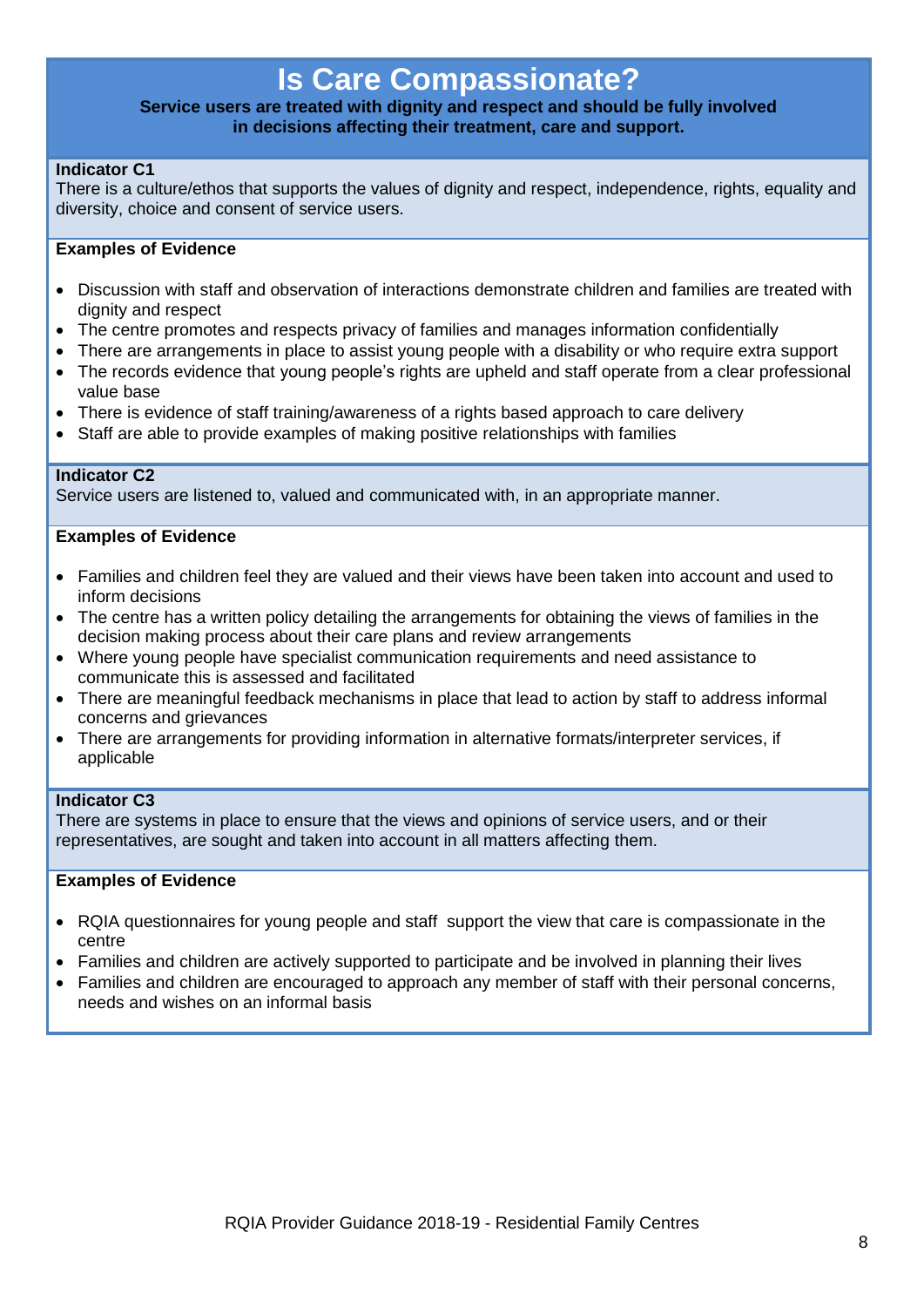# Is Care Compassionate?

**Service users are treated with dignity and respect and should be fully involved in decisions affecting their treatment, care and support.**

**Indicator C1**

There is a culture/ethos that supports the values of dignity and respect, independence, rights, equality and diversity, choice and consent of service users.

**Examples of Evidence**

- Discussion with staff and observation of interactions demonstrate children and families are treated with dignity and respect
- The centre promotes and respects privacy of families and manages information confidentially
- There are arrangements in place to assist young people with a disability or who require extra support
- The records evidence that young people's rights are upheld and staff operate from a clear professional value base
- There is evidence of staff training/awareness of a rights based approach to care delivery
- Staff are able to provide examples of making positive relationships with families

**Indicator C2**

Service users are listened to, valued and communicated with, in an appropriate manner.

**Examples of Evidence**

- Families and children feel they are valued and their views have been taken into account and used to inform decisions
- The centre has a written policy detailing the arrangements for obtaining the views of families in the decision making process about their care plans and review arrangements
- Where young people have specialist communication requirements and need assistance to communicate this is assessed and facilitated
- There are meaningful feedback mechanisms in place that lead to action by staff to address informal concerns and grievances
- There are arrangements for providing information in alternative formats/interpreter services, if applicable

**Indicator C3**

There are systems in place to ensure that the views and opinions of service users, and or their representatives, are sought and taken into account in all matters affecting them.

**Examples of Evidence**

- RQIA questionnaires for young people and staff support the view that care is compassionate in the centre
- Families and children are actively supported to participate and be involved in planning their lives
- Families and children are encouraged to approach any member of staff with their personal concerns, needs and wishes on an informal basis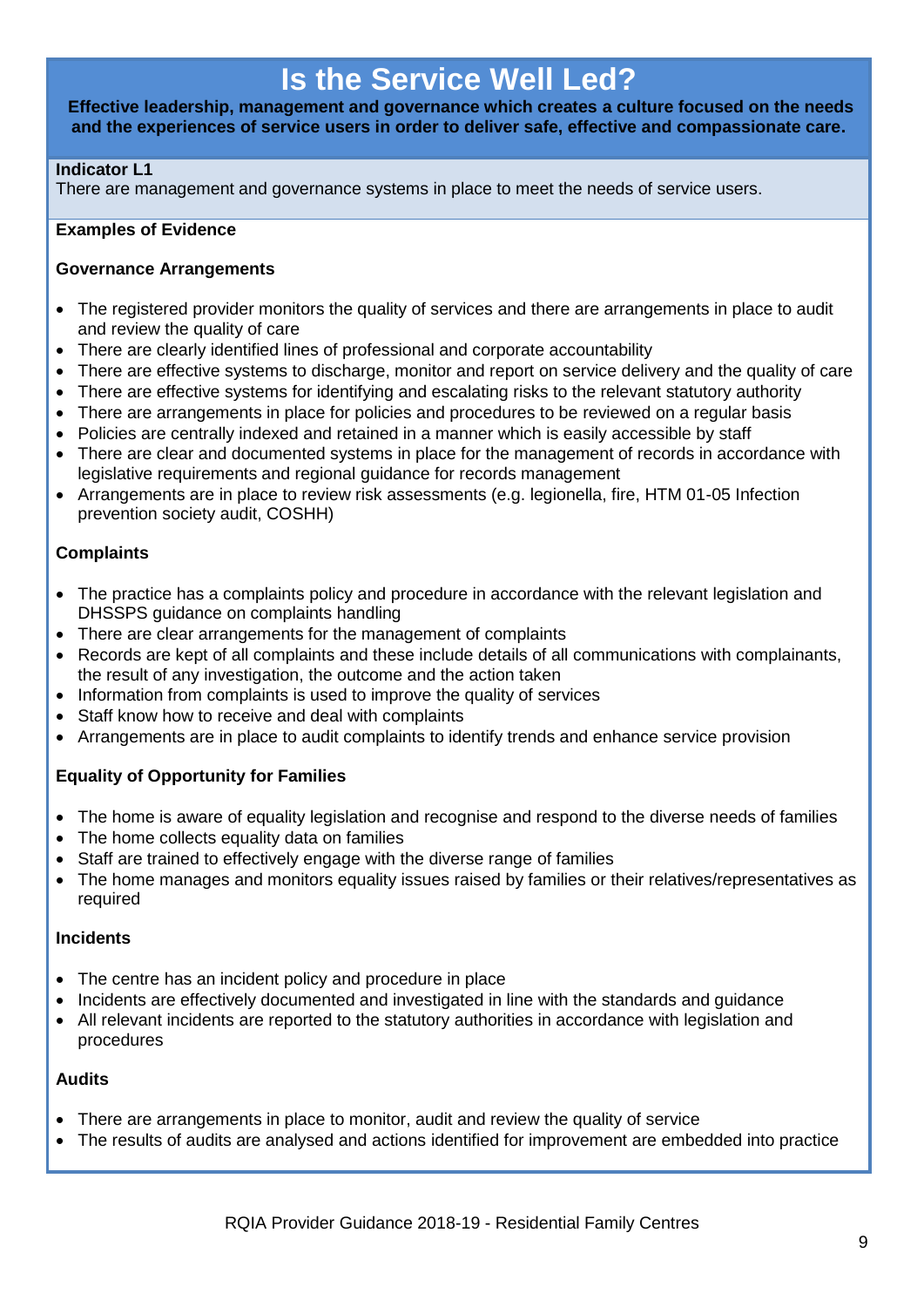# Is the Service Well Led?

**Effective leadership, management and governance which creates a culture focused on the needs and the experiences of service users in order to deliver safe, effective and compassionate care.**

**Indicator L1**
There are management and governance systems in place to meet the needs of service users.

**Examples of Evidence**

**Governance Arrangements**

- The registered provider monitors the quality of services and there are arrangements in place to audit and review the quality of care
- There are clearly identified lines of professional and corporate accountability
- There are effective systems to discharge, monitor and report on service delivery and the quality of care
- There are effective systems for identifying and escalating risks to the relevant statutory authority
- There are arrangements in place for policies and procedures to be reviewed on a regular basis
- Policies are centrally indexed and retained in a manner which is easily accessible by staff
- There are clear and documented systems in place for the management of records in accordance with legislative requirements and regional guidance for records management
- Arrangements are in place to review risk assessments (e.g. legionella, fire, HTM 01-05 Infection prevention society audit, COSHH)

**Complaints**

- The practice has a complaints policy and procedure in accordance with the relevant legislation and DHSSPS guidance on complaints handling
- There are clear arrangements for the management of complaints
- Records are kept of all complaints and these include details of all communications with complainants, the result of any investigation, the outcome and the action taken
- Information from complaints is used to improve the quality of services
- Staff know how to receive and deal with complaints
- Arrangements are in place to audit complaints to identify trends and enhance service provision

**Equality of Opportunity for Families**

- The home is aware of equality legislation and recognise and respond to the diverse needs of families
- The home collects equality data on families
- Staff are trained to effectively engage with the diverse range of families
- The home manages and monitors equality issues raised by families or their relatives/representatives as required

**Incidents**

- The centre has an incident policy and procedure in place
- Incidents are effectively documented and investigated in line with the standards and guidance
- All relevant incidents are reported to the statutory authorities in accordance with legislation and procedures

**Audits**

- There are arrangements in place to monitor, audit and review the quality of service
- The results of audits are analysed and actions identified for improvement are embedded into practice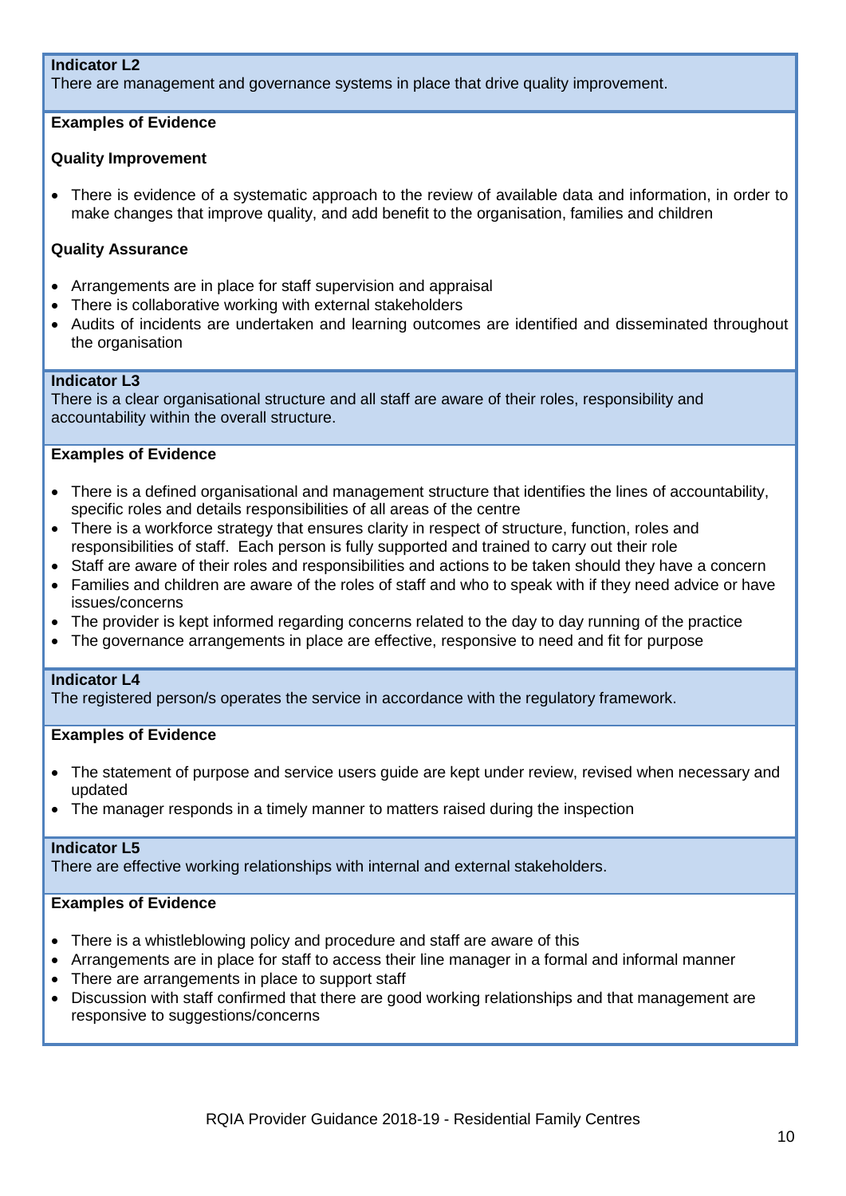**Indicator L2**

There are management and governance systems in place that drive quality improvement.

**Examples of Evidence**

**Quality Improvement**

- There is evidence of a systematic approach to the review of available data and information, in order to make changes that improve quality, and add benefit to the organisation, families and children

**Quality Assurance**

- Arrangements are in place for staff supervision and appraisal
- There is collaborative working with external stakeholders
- Audits of incidents are undertaken and learning outcomes are identified and disseminated throughout the organisation

**Indicator L3**

There is a clear organisational structure and all staff are aware of their roles, responsibility and accountability within the overall structure.

**Examples of Evidence**

- There is a defined organisational and management structure that identifies the lines of accountability, specific roles and details responsibilities of all areas of the centre
- There is a workforce strategy that ensures clarity in respect of structure, function, roles and responsibilities of staff. Each person is fully supported and trained to carry out their role
- Staff are aware of their roles and responsibilities and actions to be taken should they have a concern
- Families and children are aware of the roles of staff and who to speak with if they need advice or have issues/concerns
- The provider is kept informed regarding concerns related to the day to day running of the practice
- The governance arrangements in place are effective, responsive to need and fit for purpose

**Indicator L4**

The registered person/s operates the service in accordance with the regulatory framework.

**Examples of Evidence**

- The statement of purpose and service users guide are kept under review, revised when necessary and updated
- The manager responds in a timely manner to matters raised during the inspection

**Indicator L5**

There are effective working relationships with internal and external stakeholders.

**Examples of Evidence**

- There is a whistleblowing policy and procedure and staff are aware of this
- Arrangements are in place for staff to access their line manager in a formal and informal manner
- There are arrangements in place to support staff
- Discussion with staff confirmed that there are good working relationships and that management are responsive to suggestions/concerns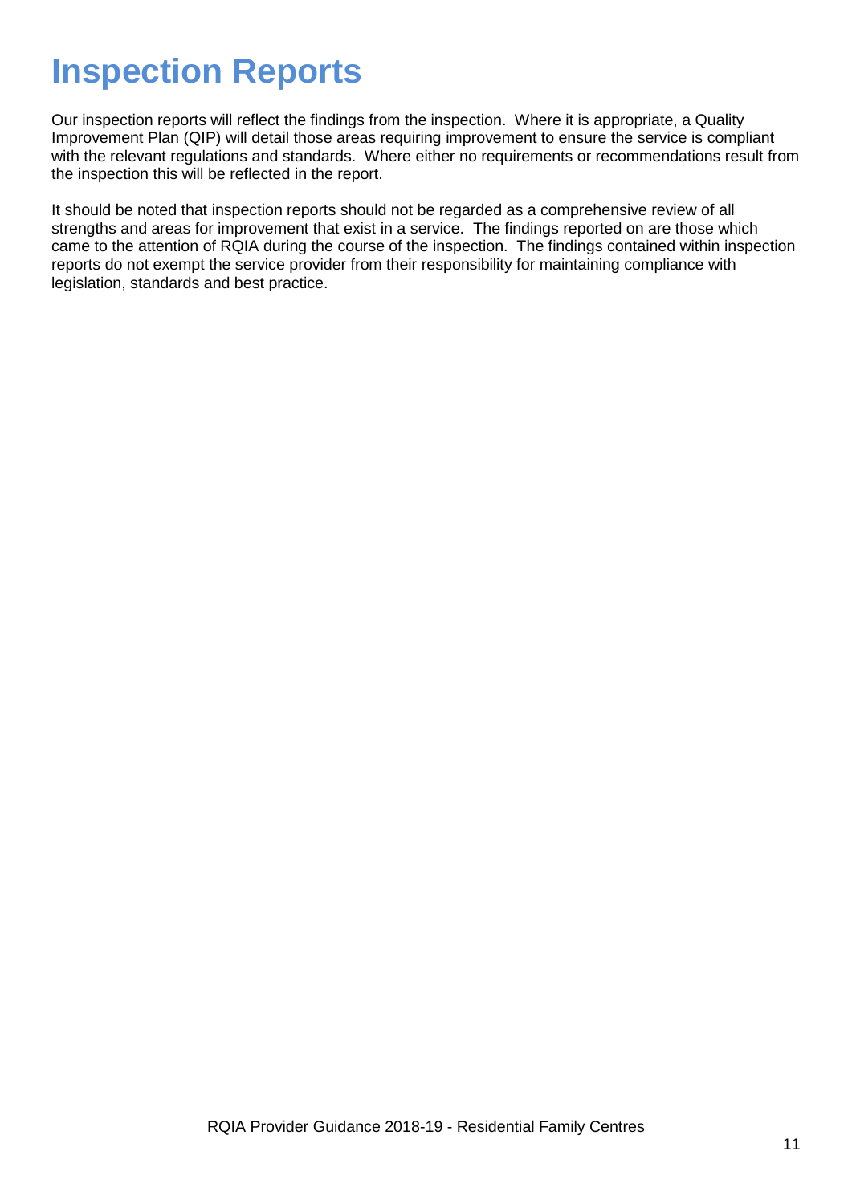# Inspection Reports

Our inspection reports will reflect the findings from the inspection. Where it is appropriate, a Quality Improvement Plan (QIP) will detail those areas requiring improvement to ensure the service is compliant with the relevant regulations and standards. Where either no requirements or recommendations result from the inspection this will be reflected in the report.

It should be noted that inspection reports should not be regarded as a comprehensive review of all strengths and areas for improvement that exist in a service. The findings reported on are those which came to the attention of RQIA during the course of the inspection. The findings contained within inspection reports do not exempt the service provider from their responsibility for maintaining compliance with legislation, standards and best practice.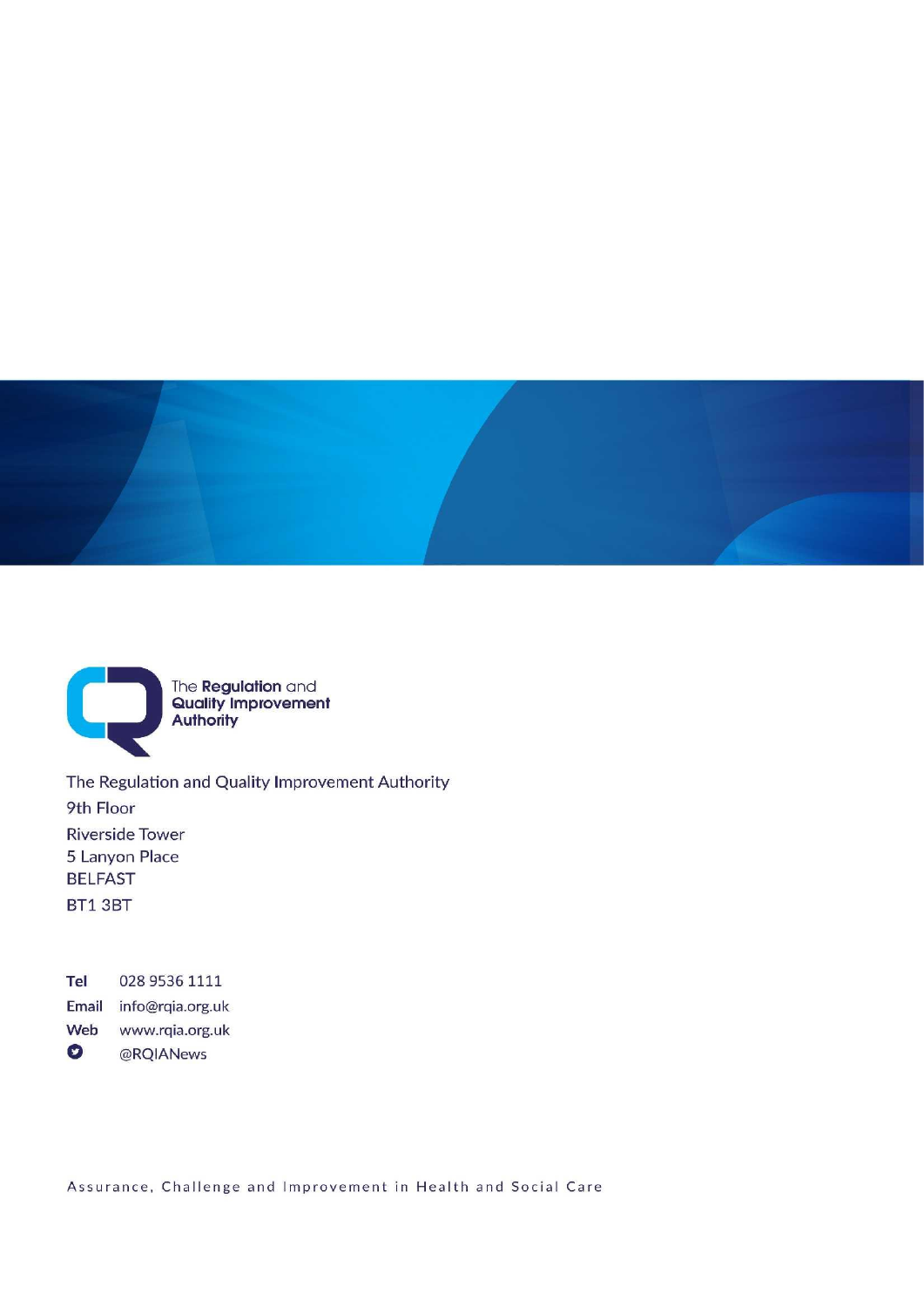The Regulation and Quality Improvement Authority

The Regulation and Quality Improvement Authority
9th Floor
Riverside Tower
5 Lanyon Place
BELFAST
BT1 3BT

**Tel** 028 9536 1111
**Email** info@rqia.org.uk
**Web** www.rqia.org.uk
@RQIANews

Assurance, Challenge and Improvement in Health and Social Care